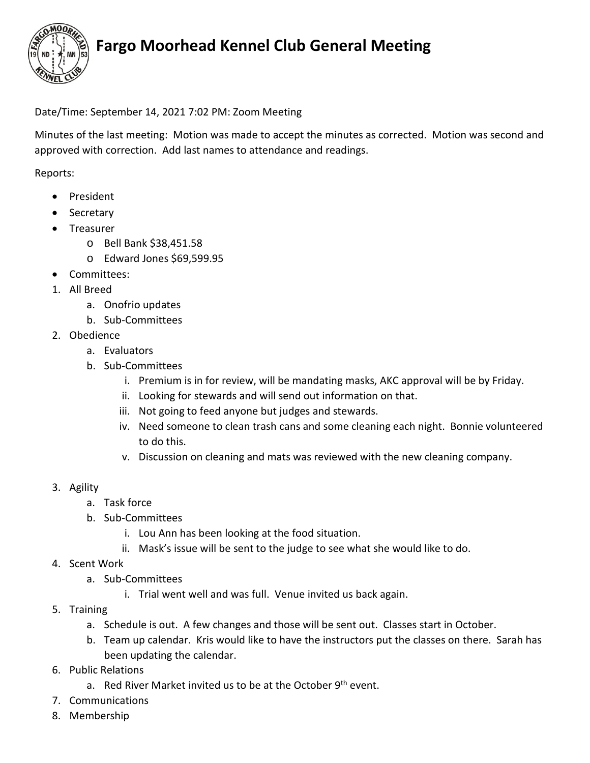# Fargo Moorhead Kennel Club General Meeting

Date/Time: September 14, 2021 7:02 PM: Zoom Meeting

Minutes of the last meeting: Motion was made to accept the minutes as corrected. Motion was second and approved with correction. Add last names to attendance and readings.

Reports:

- President
- Secretary
- Treasurer
  - Bell Bank $38,451.58
  - Edward Jones $69,599.95
- Committees:

1. All Breed
   a. Onofrio updates
   b. Sub-Committees
2. Obedience
   a. Evaluators
   b. Sub-Committees
      i. Premium is in for review, will be mandating masks, AKC approval will be by Friday.
      ii. Looking for stewards and will send out information on that.
      iii. Not going to feed anyone but judges and stewards.
      iv. Need someone to clean trash cans and some cleaning each night. Bonnie volunteered to do this.
      v. Discussion on cleaning and mats was reviewed with the new cleaning company.
3. Agility
   a. Task force
   b. Sub-Committees
      i. Lou Ann has been looking at the food situation.
      ii. Mask's issue will be sent to the judge to see what she would like to do.
4. Scent Work
   a. Sub-Committees
      i. Trial went well and was full. Venue invited us back again.
5. Training
   a. Schedule is out. A few changes and those will be sent out. Classes start in October.
   b. Team up calendar. Kris would like to have the instructors put the classes on there. Sarah has been updating the calendar.
6. Public Relations
   a. Red River Market invited us to be at the October 9th event.
7. Communications
8. Membership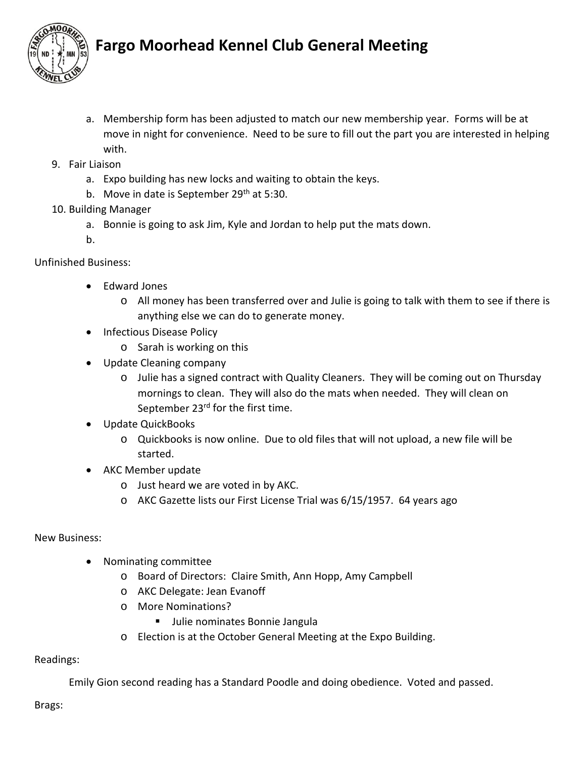a. Membership form has been adjusted to match our new membership year. Forms will be at move in night for convenience. Need to be sure to fill out the part you are interested in helping with.

9. Fair Liaison
   a. Expo building has new locks and waiting to obtain the keys.
   b. Move in date is September 29th at 5:30.
10. Building Manager
    a. Bonnie is going to ask Jim, Kyle and Jordan to help put the mats down.
    b.

Unfinished Business:

- Edward Jones
  - All money has been transferred over and Julie is going to talk with them to see if there is anything else we can do to generate money.
- Infectious Disease Policy
  - Sarah is working on this
- Update Cleaning company
  - Julie has a signed contract with Quality Cleaners. They will be coming out on Thursday mornings to clean. They will also do the mats when needed. They will clean on September 23rd for the first time.
- Update QuickBooks
  - Quickbooks is now online. Due to old files that will not upload, a new file will be started.
- AKC Member update
  - Just heard we are voted in by AKC.
  - AKC Gazette lists our First License Trial was 6/15/1957. 64 years ago

New Business:

- Nominating committee
  - Board of Directors: Claire Smith, Ann Hopp, Amy Campbell
  - AKC Delegate: Jean Evanoff
  - More Nominations?
    - Julie nominates Bonnie Jangula
  - Election is at the October General Meeting at the Expo Building.

Readings:

Emily Gion second reading has a Standard Poodle and doing obedience. Voted and passed.

Brags: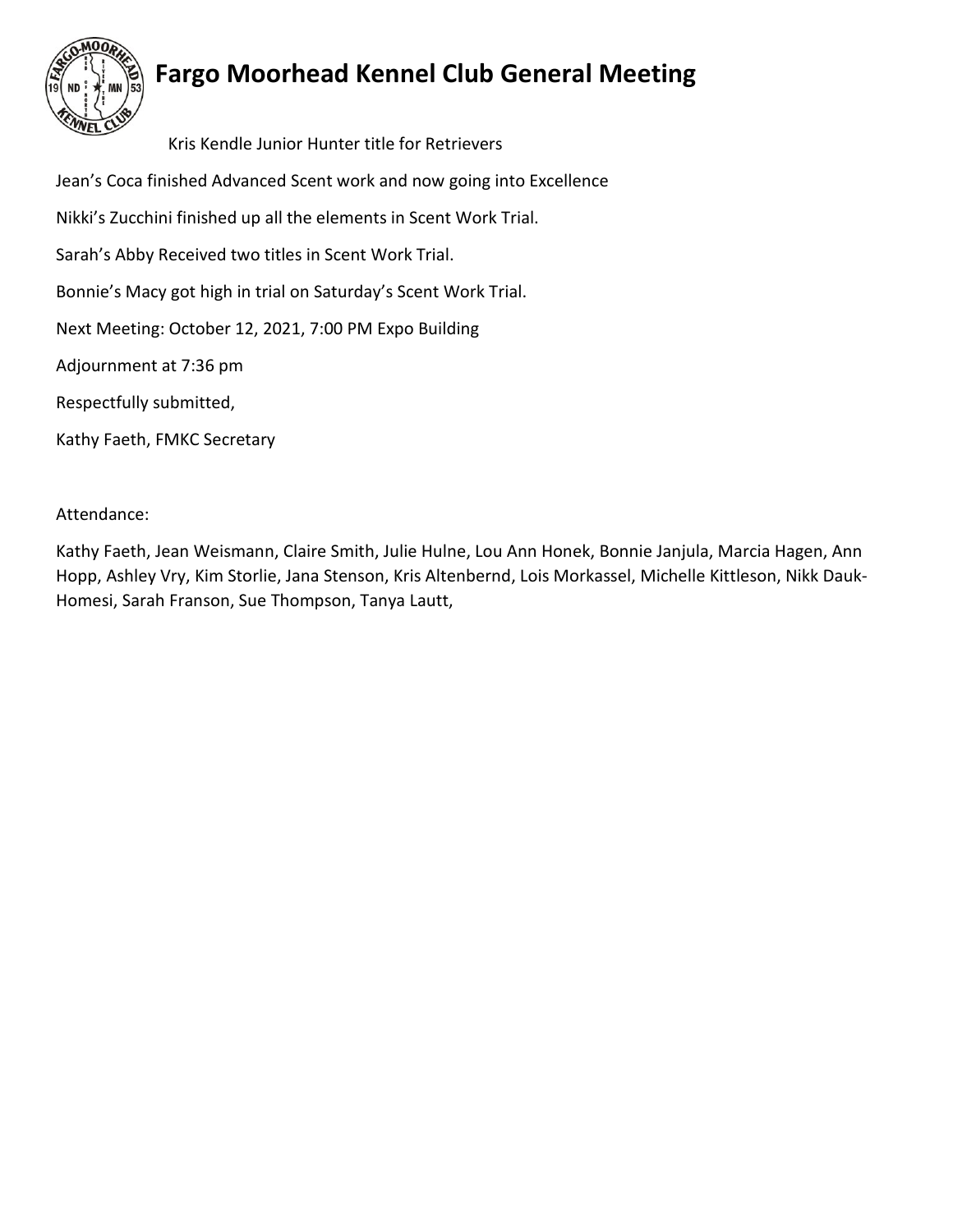# Fargo Moorhead Kennel Club General Meeting

Kris Kendle Junior Hunter title for Retrievers

Jean's Coca finished Advanced Scent work and now going into Excellence

Nikki's Zucchini finished up all the elements in Scent Work Trial.

Sarah's Abby Received two titles in Scent Work Trial.

Bonnie's Macy got high in trial on Saturday's Scent Work Trial.

Next Meeting: October 12, 2021, 7:00 PM Expo Building

Adjournment at 7:36 pm

Respectfully submitted,

Kathy Faeth, FMKC Secretary

Attendance:

Kathy Faeth, Jean Weismann, Claire Smith, Julie Hulne, Lou Ann Honek, Bonnie Janjula, Marcia Hagen, Ann Hopp, Ashley Vry, Kim Storlie, Jana Stenson, Kris Altenbernd, Lois Morkassel, Michelle Kittleson, Nikk Dauk-Homesi, Sarah Franson, Sue Thompson, Tanya Lautt,